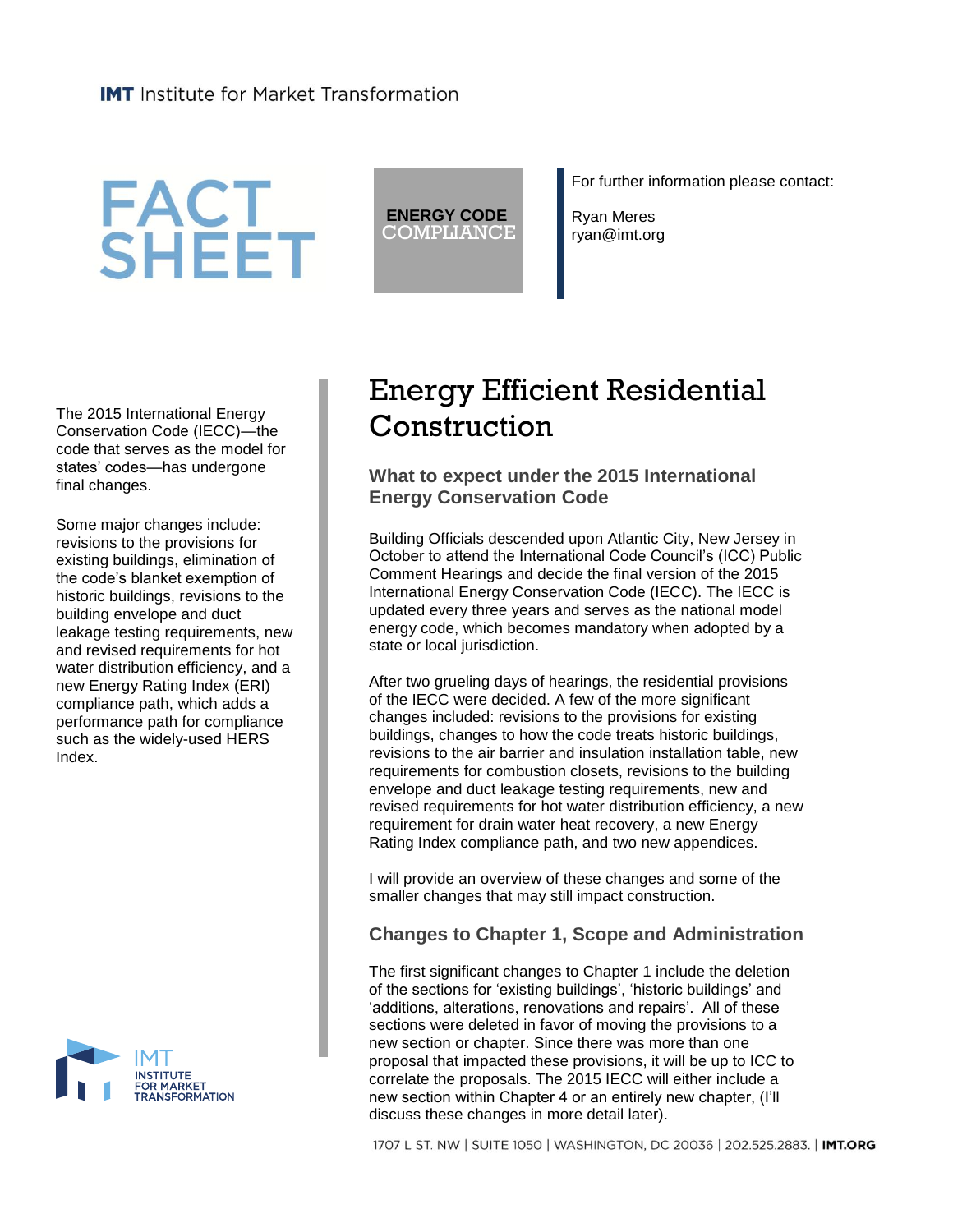**IMT** Institute for Market Transformation

# FACT SHEET

**ENERGY CODE** COMPLIANCE

For further information please contact:

Ryan Meres
ryan@imt.org

The 2015 International Energy Conservation Code (IECC)—the code that serves as the model for states' codes—has undergone final changes.

Some major changes include: revisions to the provisions for existing buildings, elimination of the code's blanket exemption of historic buildings, revisions to the building envelope and duct leakage testing requirements, new and revised requirements for hot water distribution efficiency, and a new Energy Rating Index (ERI) compliance path, which adds a performance path for compliance such as the widely-used HERS Index.

# Energy Efficient Residential Construction

## What to expect under the 2015 International Energy Conservation Code

Building Officials descended upon Atlantic City, New Jersey in October to attend the International Code Council's (ICC) Public Comment Hearings and decide the final version of the 2015 International Energy Conservation Code (IECC). The IECC is updated every three years and serves as the national model energy code, which becomes mandatory when adopted by a state or local jurisdiction.

After two grueling days of hearings, the residential provisions of the IECC were decided. A few of the more significant changes included: revisions to the provisions for existing buildings, changes to how the code treats historic buildings, revisions to the air barrier and insulation installation table, new requirements for combustion closets, revisions to the building envelope and duct leakage testing requirements, new and revised requirements for hot water distribution efficiency, a new requirement for drain water heat recovery, a new Energy Rating Index compliance path, and two new appendices.

I will provide an overview of these changes and some of the smaller changes that may still impact construction.

### Changes to Chapter 1, Scope and Administration

The first significant changes to Chapter 1 include the deletion of the sections for 'existing buildings', 'historic buildings' and 'additions, alterations, renovations and repairs'. All of these sections were deleted in favor of moving the provisions to a new section or chapter. Since there was more than one proposal that impacted these provisions, it will be up to ICC to correlate the proposals. The 2015 IECC will either include a new section within Chapter 4 or an entirely new chapter, (I'll discuss these changes in more detail later).

IMT INSTITUTE FOR MARKET TRANSFORMATION

1707 L ST. NW | SUITE 1050 | WASHINGTON, DC 20036 | 202.525.2883. | **IMT.ORG**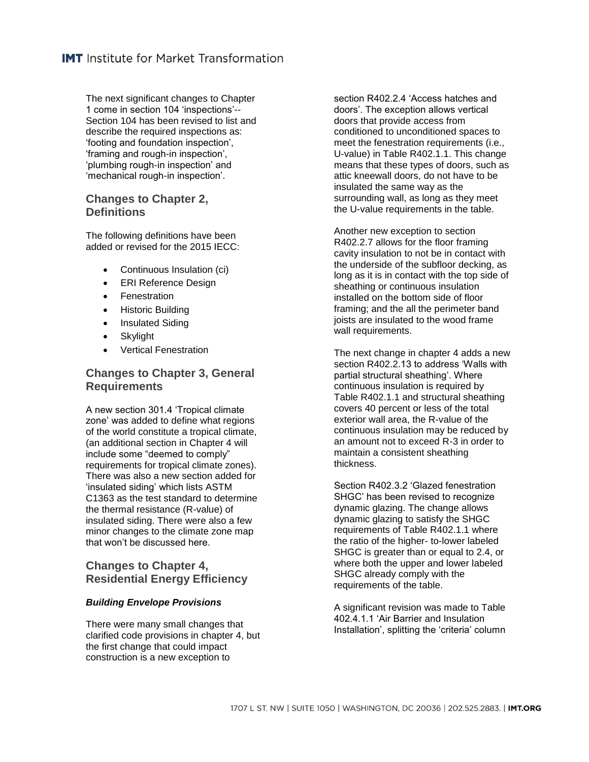The next significant changes to Chapter 1 come in section 104 'inspections'-- Section 104 has been revised to list and describe the required inspections as: 'footing and foundation inspection', 'framing and rough-in inspection', 'plumbing rough-in inspection' and 'mechanical rough-in inspection'.

## Changes to Chapter 2, Definitions

The following definitions have been added or revised for the 2015 IECC:

- Continuous Insulation (ci)
- ERI Reference Design
- Fenestration
- Historic Building
- Insulated Siding
- Skylight
- Vertical Fenestration

## Changes to Chapter 3, General Requirements

A new section 301.4 'Tropical climate zone' was added to define what regions of the world constitute a tropical climate, (an additional section in Chapter 4 will include some "deemed to comply" requirements for tropical climate zones). There was also a new section added for 'insulated siding' which lists ASTM C1363 as the test standard to determine the thermal resistance (R-value) of insulated siding. There were also a few minor changes to the climate zone map that won't be discussed here.

## Changes to Chapter 4, Residential Energy Efficiency

### *Building Envelope Provisions*

There were many small changes that clarified code provisions in chapter 4, but the first change that could impact construction is a new exception to section R402.2.4 'Access hatches and doors'. The exception allows vertical doors that provide access from conditioned to unconditioned spaces to meet the fenestration requirements (i.e., U-value) in Table R402.1.1. This change means that these types of doors, such as attic kneewall doors, do not have to be insulated the same way as the surrounding wall, as long as they meet the U-value requirements in the table.

Another new exception to section R402.2.7 allows for the floor framing cavity insulation to not be in contact with the underside of the subfloor decking, as long as it is in contact with the top side of sheathing or continuous insulation installed on the bottom side of floor framing; and the all the perimeter band joists are insulated to the wood frame wall requirements.

The next change in chapter 4 adds a new section R402.2.13 to address 'Walls with partial structural sheathing'. Where continuous insulation is required by Table R402.1.1 and structural sheathing covers 40 percent or less of the total exterior wall area, the R-value of the continuous insulation may be reduced by an amount not to exceed R-3 in order to maintain a consistent sheathing thickness.

Section R402.3.2 'Glazed fenestration SHGC' has been revised to recognize dynamic glazing. The change allows dynamic glazing to satisfy the SHGC requirements of Table R402.1.1 where the ratio of the higher- to-lower labeled SHGC is greater than or equal to 2.4, or where both the upper and lower labeled SHGC already comply with the requirements of the table.

A significant revision was made to Table 402.4.1.1 'Air Barrier and Insulation Installation', splitting the 'criteria' column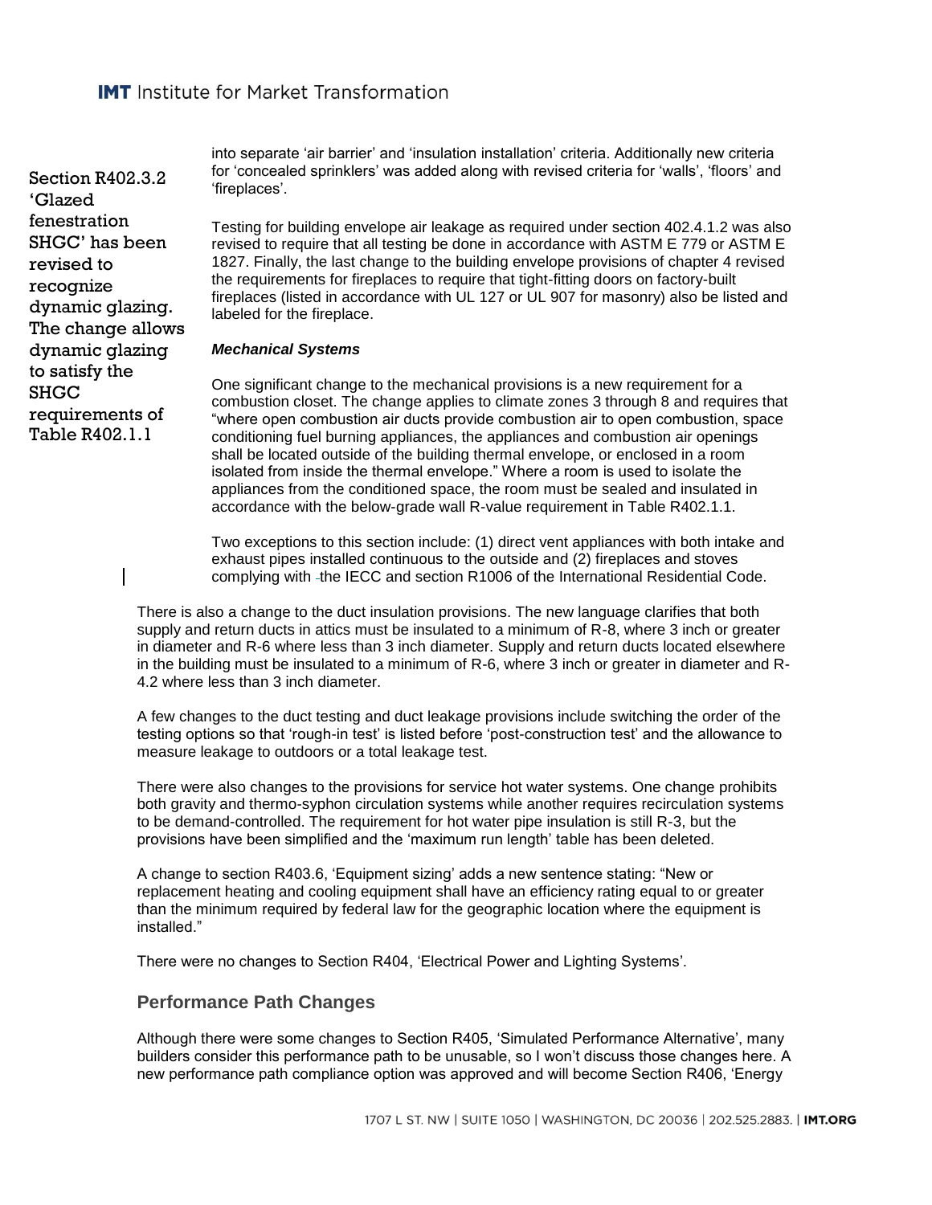into separate 'air barrier' and 'insulation installation' criteria. Additionally new criteria for 'concealed sprinklers' was added along with revised criteria for 'walls', 'floors' and 'fireplaces'.

Section R402.3.2 'Glazed fenestration SHGC' has been revised to recognize dynamic glazing. The change allows dynamic glazing to satisfy the SHGC requirements of Table R402.1.1

Testing for building envelope air leakage as required under section 402.4.1.2 was also revised to require that all testing be done in accordance with ASTM E 779 or ASTM E 1827. Finally, the last change to the building envelope provisions of chapter 4 revised the requirements for fireplaces to require that tight-fitting doors on factory-built fireplaces (listed in accordance with UL 127 or UL 907 for masonry) also be listed and labeled for the fireplace.

***Mechanical Systems***

One significant change to the mechanical provisions is a new requirement for a combustion closet. The change applies to climate zones 3 through 8 and requires that "where open combustion air ducts provide combustion air to open combustion, space conditioning fuel burning appliances, the appliances and combustion air openings shall be located outside of the building thermal envelope, or enclosed in a room isolated from inside the thermal envelope." Where a room is used to isolate the appliances from the conditioned space, the room must be sealed and insulated in accordance with the below-grade wall R-value requirement in Table R402.1.1.

Two exceptions to this section include: (1) direct vent appliances with both intake and exhaust pipes installed continuous to the outside and (2) fireplaces and stoves complying with the IECC and section R1006 of the International Residential Code.

There is also a change to the duct insulation provisions. The new language clarifies that both supply and return ducts in attics must be insulated to a minimum of R-8, where 3 inch or greater in diameter and R-6 where less than 3 inch diameter. Supply and return ducts located elsewhere in the building must be insulated to a minimum of R-6, where 3 inch or greater in diameter and R-4.2 where less than 3 inch diameter.

A few changes to the duct testing and duct leakage provisions include switching the order of the testing options so that 'rough-in test' is listed before 'post-construction test' and the allowance to measure leakage to outdoors or a total leakage test.

There were also changes to the provisions for service hot water systems. One change prohibits both gravity and thermo-syphon circulation systems while another requires recirculation systems to be demand-controlled. The requirement for hot water pipe insulation is still R-3, but the provisions have been simplified and the 'maximum run length' table has been deleted.

A change to section R403.6, 'Equipment sizing' adds a new sentence stating: "New or replacement heating and cooling equipment shall have an efficiency rating equal to or greater than the minimum required by federal law for the geographic location where the equipment is installed."

There were no changes to Section R404, 'Electrical Power and Lighting Systems'.

### Performance Path Changes

Although there were some changes to Section R405, 'Simulated Performance Alternative', many builders consider this performance path to be unusable, so I won't discuss those changes here. A new performance path compliance option was approved and will become Section R406, 'Energy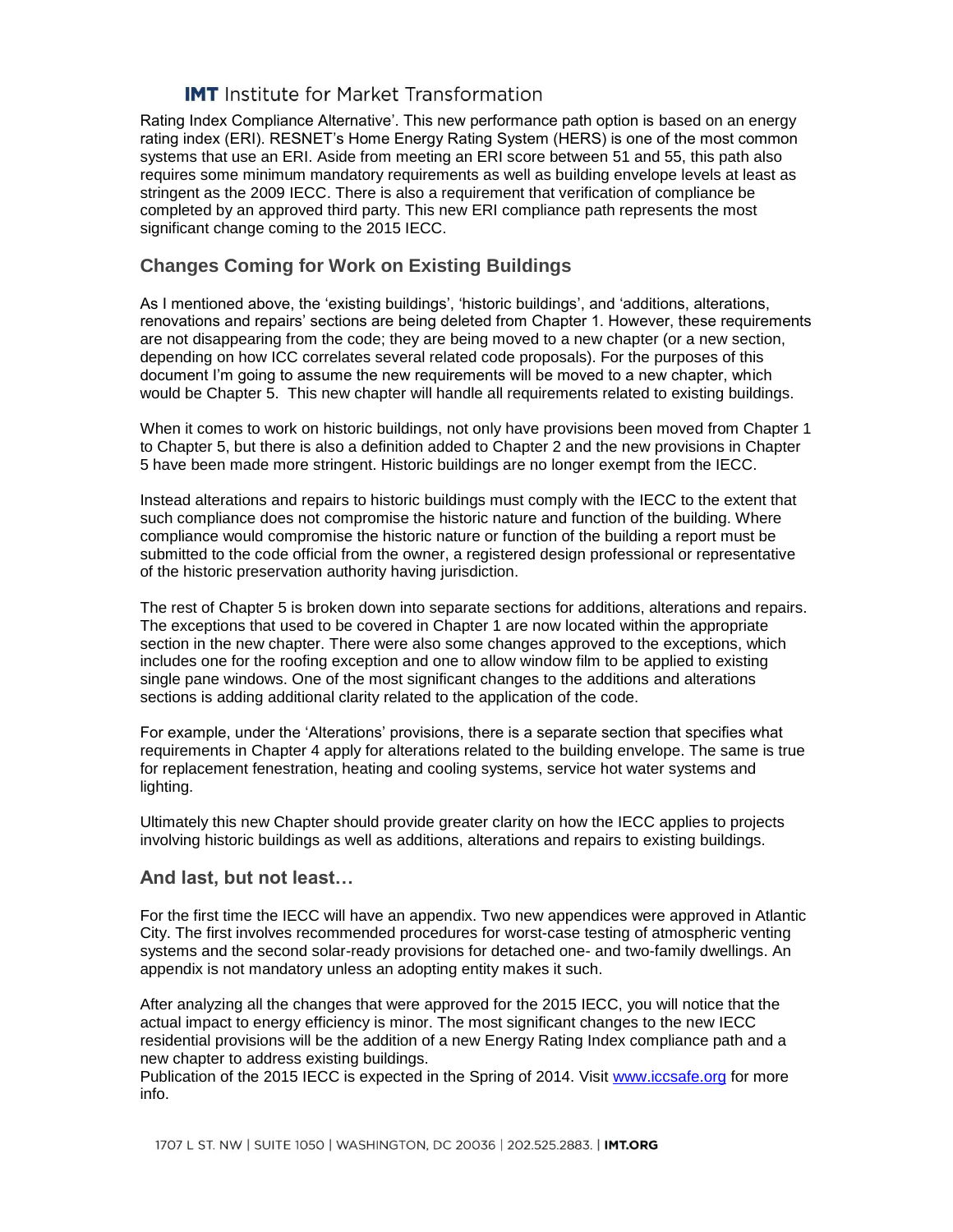Rating Index Compliance Alternative'. This new performance path option is based on an energy rating index (ERI). RESNET's Home Energy Rating System (HERS) is one of the most common systems that use an ERI. Aside from meeting an ERI score between 51 and 55, this path also requires some minimum mandatory requirements as well as building envelope levels at least as stringent as the 2009 IECC. There is also a requirement that verification of compliance be completed by an approved third party. This new ERI compliance path represents the most significant change coming to the 2015 IECC.

## Changes Coming for Work on Existing Buildings

As I mentioned above, the 'existing buildings', 'historic buildings', and 'additions, alterations, renovations and repairs' sections are being deleted from Chapter 1. However, these requirements are not disappearing from the code; they are being moved to a new chapter (or a new section, depending on how ICC correlates several related code proposals). For the purposes of this document I'm going to assume the new requirements will be moved to a new chapter, which would be Chapter 5. This new chapter will handle all requirements related to existing buildings.

When it comes to work on historic buildings, not only have provisions been moved from Chapter 1 to Chapter 5, but there is also a definition added to Chapter 2 and the new provisions in Chapter 5 have been made more stringent. Historic buildings are no longer exempt from the IECC.

Instead alterations and repairs to historic buildings must comply with the IECC to the extent that such compliance does not compromise the historic nature and function of the building. Where compliance would compromise the historic nature or function of the building a report must be submitted to the code official from the owner, a registered design professional or representative of the historic preservation authority having jurisdiction.

The rest of Chapter 5 is broken down into separate sections for additions, alterations and repairs. The exceptions that used to be covered in Chapter 1 are now located within the appropriate section in the new chapter. There were also some changes approved to the exceptions, which includes one for the roofing exception and one to allow window film to be applied to existing single pane windows. One of the most significant changes to the additions and alterations sections is adding additional clarity related to the application of the code.

For example, under the 'Alterations' provisions, there is a separate section that specifies what requirements in Chapter 4 apply for alterations related to the building envelope. The same is true for replacement fenestration, heating and cooling systems, service hot water systems and lighting.

Ultimately this new Chapter should provide greater clarity on how the IECC applies to projects involving historic buildings as well as additions, alterations and repairs to existing buildings.

## And last, but not least…

For the first time the IECC will have an appendix. Two new appendices were approved in Atlantic City. The first involves recommended procedures for worst-case testing of atmospheric venting systems and the second solar-ready provisions for detached one- and two-family dwellings. An appendix is not mandatory unless an adopting entity makes it such.

After analyzing all the changes that were approved for the 2015 IECC, you will notice that the actual impact to energy efficiency is minor. The most significant changes to the new IECC residential provisions will be the addition of a new Energy Rating Index compliance path and a new chapter to address existing buildings.

Publication of the 2015 IECC is expected in the Spring of 2014. Visit [www.iccsafe.org](http://www.iccsafe.org) for more info.